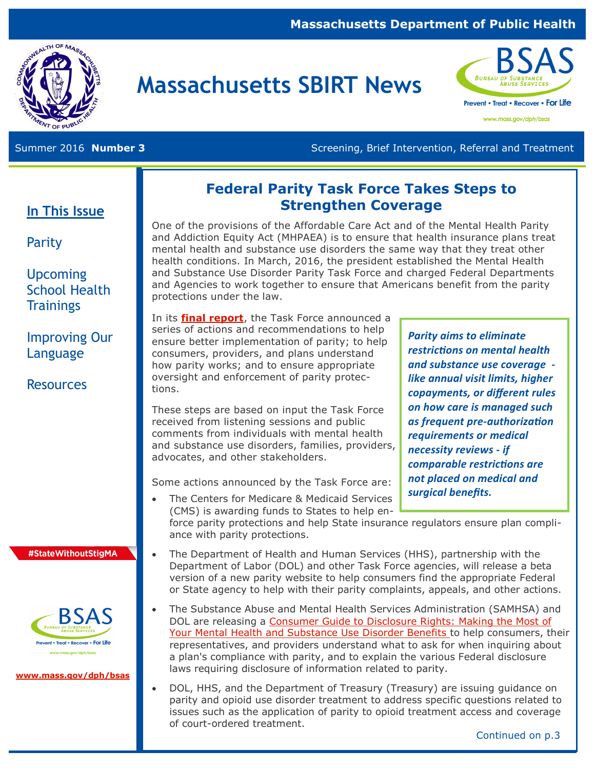Massachusetts Department of Public Health

# Massachusetts SBIRT News

BSAS — Bureau of Substance Abuse Services — Prevent • Treat • Recover • For Life — www.mass.gov/dph/bsas

Summer 2016 **Number 3** — Screening, Brief Intervention, Referral and Treatment

**In This Issue**

- Parity
- Upcoming School Health Trainings
- Improving Our Language
- Resources

#StateWithoutStigMA

www.mass.gov/dph/bsas

## Federal Parity Task Force Takes Steps to Strengthen Coverage

One of the provisions of the Affordable Care Act and of the Mental Health Parity and Addiction Equity Act (MHPAEA) is to ensure that health insurance plans treat mental health and substance use disorders the same way that they treat other health conditions. In March, 2016, the president established the Mental Health and Substance Use Disorder Parity Task Force and charged Federal Departments and Agencies to work together to ensure that Americans benefit from the parity protections under the law.

In its **final report**, the Task Force announced a series of actions and recommendations to help ensure better implementation of parity; to help consumers, providers, and plans understand how parity works; and to ensure appropriate oversight and enforcement of parity protections.

> ***Parity aims to eliminate restrictions on mental health and substance use coverage - like annual visit limits, higher copayments, or different rules on how care is managed such as frequent pre-authorization requirements or medical necessity reviews - if comparable restrictions are not placed on medical and surgical benefits.***

These steps are based on input the Task Force received from listening sessions and public comments from individuals with mental health and substance use disorders, families, providers, advocates, and other stakeholders.

Some actions announced by the Task Force are:

- The Centers for Medicare & Medicaid Services (CMS) is awarding funds to States to help enforce parity protections and help State insurance regulators ensure plan compliance with parity protections.
- The Department of Health and Human Services (HHS), partnership with the Department of Labor (DOL) and other Task Force agencies, will release a beta version of a new parity website to help consumers find the appropriate Federal or State agency to help with their parity complaints, appeals, and other actions.
- The Substance Abuse and Mental Health Services Administration (SAMHSA) and DOL are releasing a Consumer Guide to Disclosure Rights: Making the Most of Your Mental Health and Substance Use Disorder Benefits to help consumers, their representatives, and providers understand what to ask for when inquiring about a plan's compliance with parity, and to explain the various Federal disclosure laws requiring disclosure of information related to parity.
- DOL, HHS, and the Department of Treasury (Treasury) are issuing guidance on parity and opioid use disorder treatment to address specific questions related to issues such as the application of parity to opioid treatment access and coverage of court-ordered treatment.

Continued on p.3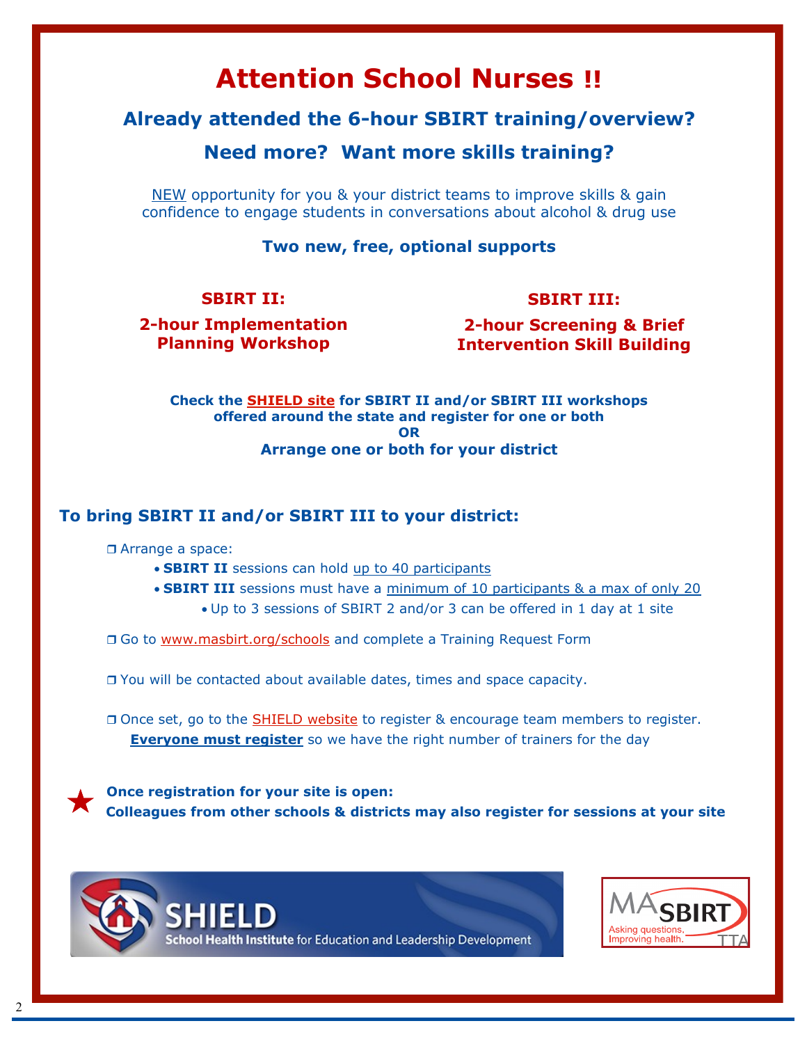# Attention School Nurses !!

## Already attended the 6-hour SBIRT training/overview?

## Need more? Want more skills training?

NEW opportunity for you & your district teams to improve skills & gain confidence to engage students in conversations about alcohol & drug use

**Two new, free, optional supports**

**SBIRT II:**

**2-hour Implementation Planning Workshop**

**SBIRT III:**

**2-hour Screening & Brief Intervention Skill Building**

**Check the SHIELD site for SBIRT II and/or SBIRT III workshops offered around the state and register for one or both**

**OR**

**Arrange one or both for your district**

### To bring SBIRT II and/or SBIRT III to your district:

- Arrange a space:
  - **SBIRT II** sessions can hold up to 40 participants
  - **SBIRT III** sessions must have a minimum of 10 participants & a max of only 20
    - Up to 3 sessions of SBIRT 2 and/or 3 can be offered in 1 day at 1 site
- Go to www.masbirt.org/schools and complete a Training Request Form
- You will be contacted about available dates, times and space capacity.
- Once set, go to the SHIELD website to register & encourage team members to register. **Everyone must register** so we have the right number of trainers for the day

★ **Once registration for your site is open:**
**Colleagues from other schools & districts may also register for sessions at your site**

SHIELD School Health Institute for Education and Leadership Development

MASBIRT TTA — Asking questions. Improving health.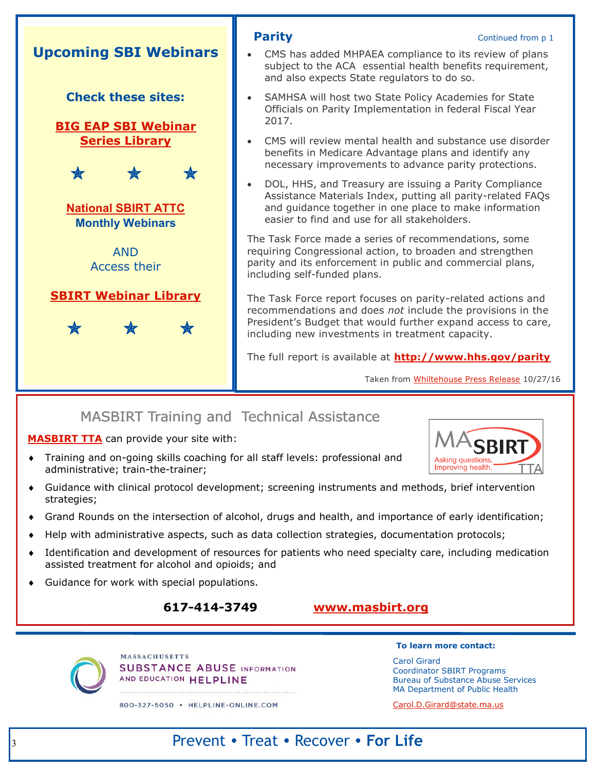## Upcoming SBI Webinars

**Check these sites:**

**BIG EAP SBI Webinar Series Library**

★ ★ ★

**National SBIRT ATTC Monthly Webinars**

AND
Access their

**SBIRT Webinar Library**

★ ★ ★

## Parity

Continued from p 1

- CMS has added MHPAEA compliance to its review of plans subject to the ACA essential health benefits requirement, and also expects State regulators to do so.
- SAMHSA will host two State Policy Academies for State Officials on Parity Implementation in federal Fiscal Year 2017.
- CMS will review mental health and substance use disorder benefits in Medicare Advantage plans and identify any necessary improvements to advance parity protections.
- DOL, HHS, and Treasury are issuing a Parity Compliance Assistance Materials Index, putting all parity-related FAQs and guidance together in one place to make information easier to find and use for all stakeholders.

The Task Force made a series of recommendations, some requiring Congressional action, to broaden and strengthen parity and its enforcement in public and commercial plans, including self-funded plans.

The Task Force report focuses on parity-related actions and recommendations and does *not* include the provisions in the President's Budget that would further expand access to care, including new investments in treatment capacity.

The full report is available at **http://www.hhs.gov/parity**

Taken from Whiltehouse Press Release 10/27/16

## MASBIRT Training and Technical Assistance

MA SBIRT — Asking questions. Improving health. TTA

**MASBIRT TTA** can provide your site with:

- Training and on-going skills coaching for all staff levels: professional and administrative; train-the-trainer;
- Guidance with clinical protocol development; screening instruments and methods, brief intervention strategies;
- Grand Rounds on the intersection of alcohol, drugs and health, and importance of early identification;
- Help with administrative aspects, such as data collection strategies, documentation protocols;
- Identification and development of resources for patients who need specialty care, including medication assisted treatment for alcohol and opioids; and
- Guidance for work with special populations.

**617-414-3749** **www.masbirt.org**

MASSACHUSETTS SUBSTANCE ABUSE INFORMATION AND EDUCATION HELPLINE

800-327-5050 • HELPLINE-ONLINE.COM

**To learn more contact:**

Carol Girard
Coordinator SBIRT Programs
Bureau of Substance Abuse Services
MA Department of Public Health

Carol.D.Girard@state.ma.us

Prevent • Treat • Recover • **For Life**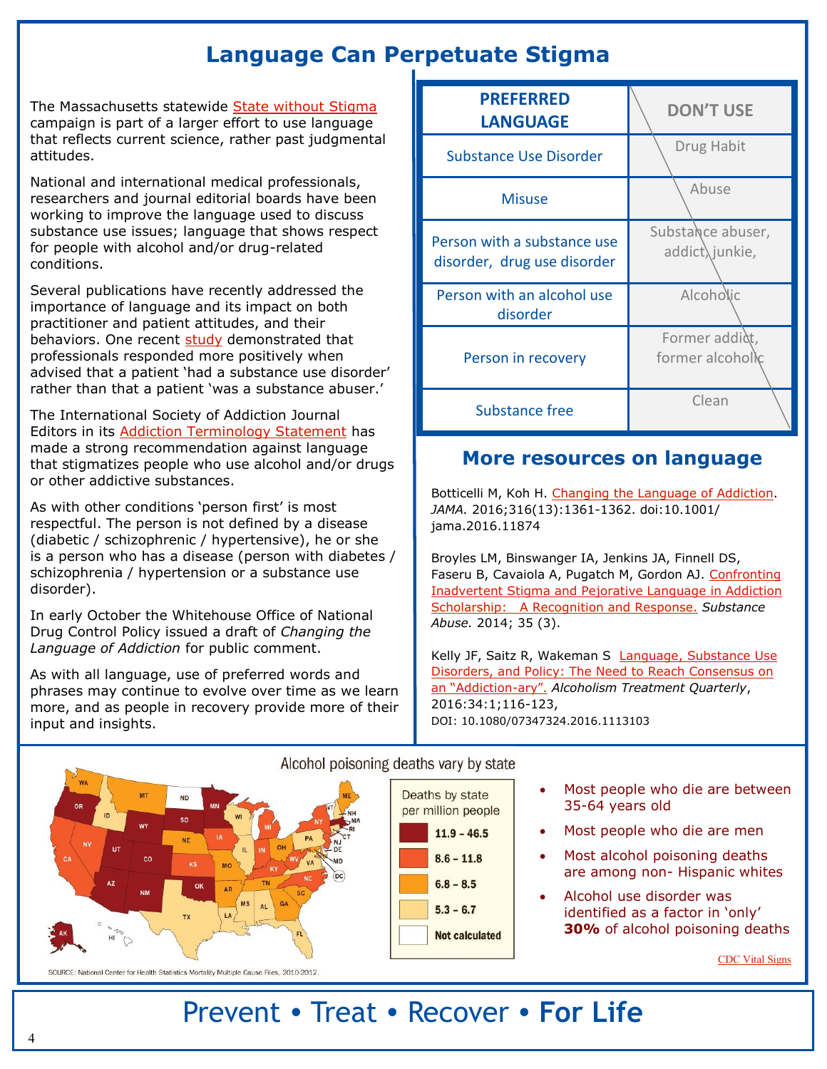# Language Can Perpetuate Stigma

The Massachusetts statewide State without Stigma campaign is part of a larger effort to use language that reflects current science, rather past judgmental attitudes.

National and international medical professionals, researchers and journal editorial boards have been working to improve the language used to discuss substance use issues; language that shows respect for people with alcohol and/or drug-related conditions.

Several publications have recently addressed the importance of language and its impact on both practitioner and patient attitudes, and their behaviors. One recent study demonstrated that professionals responded more positively when advised that a patient 'had a substance use disorder' rather than that a patient 'was a substance abuser.'

The International Society of Addiction Journal Editors in its Addiction Terminology Statement has made a strong recommendation against language that stigmatizes people who use alcohol and/or drugs or other addictive substances.

As with other conditions 'person first' is most respectful. The person is not defined by a disease (diabetic / schizophrenic / hypertensive), he or she is a person who has a disease (person with diabetes / schizophrenia / hypertension or a substance use disorder).

In early October the Whitehouse Office of National Drug Control Policy issued a draft of *Changing the Language of Addiction* for public comment.

As with all language, use of preferred words and phrases may continue to evolve over time as we learn more, and as people in recovery provide more of their input and insights.

| PREFERRED LANGUAGE | DON'T USE |
|---|---|
| Substance Use Disorder | Drug Habit |
| Misuse | Abuse |
| Person with a substance use disorder, drug use disorder | Substance abuser, addict, junkie, |
| Person with an alcohol use disorder | Alcoholic |
| Person in recovery | Former addict, former alcoholic |
| Substance free | Clean |

## More resources on language

Botticelli M, Koh H. Changing the Language of Addiction. *JAMA.* 2016;316(13):1361-1362. doi:10.1001/jama.2016.11874

Broyles LM, Binswanger IA, Jenkins JA, Finnell DS, Faseru B, Cavaiola A, Pugatch M, Gordon AJ. Confronting Inadvertent Stigma and Pejorative Language in Addiction Scholarship: A Recognition and Response. *Substance Abuse.* 2014; 35 (3).

Kelly JF, Saitz R, Wakeman S Language, Substance Use Disorders, and Policy: The Need to Reach Consensus on an "Addiction-ary". *Alcoholism Treatment Quarterly*, 2016:34:1;116-123, DOI: 10.1080/07347324.2016.1113103

Alcohol poisoning deaths vary by state

Deaths by state per million people

11.9 – 46.5

8.6 – 11.8

6.8 – 8.5

5.3 – 6.7

Not calculated

SOURCE: National Center for Health Statistics Mortality Multiple Cause Files, 2010-2012.

- Most people who die are between 35-64 years old
- Most people who die are men
- Most alcohol poisoning deaths are among non- Hispanic whites
- Alcohol use disorder was identified as a factor in 'only' **30%** of alcohol poisoning deaths

CDC Vital Signs

Prevent • Treat • Recover • **For Life**